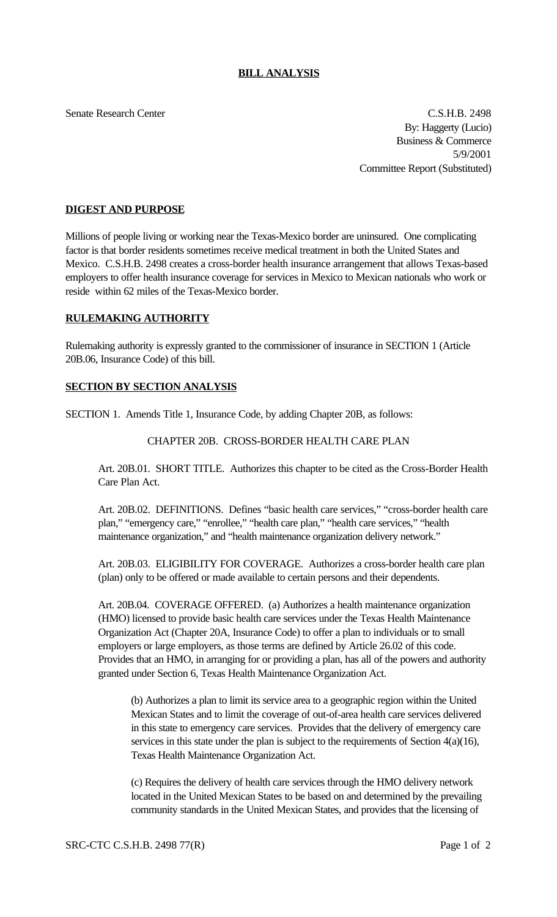# BILL ANALYSIS

Senate Research Center

C.S.H.B. 2498
By: Haggerty (Lucio)
Business & Commerce
5/9/2001
Committee Report (Substituted)

## DIGEST AND PURPOSE

Millions of people living or working near the Texas-Mexico border are uninsured. One complicating factor is that border residents sometimes receive medical treatment in both the United States and Mexico. C.S.H.B. 2498 creates a cross-border health insurance arrangement that allows Texas-based employers to offer health insurance coverage for services in Mexico to Mexican nationals who work or reside within 62 miles of the Texas-Mexico border.

## RULEMAKING AUTHORITY

Rulemaking authority is expressly granted to the commissioner of insurance in SECTION 1 (Article 20B.06, Insurance Code) of this bill.

## SECTION BY SECTION ANALYSIS

SECTION 1. Amends Title 1, Insurance Code, by adding Chapter 20B, as follows:

CHAPTER 20B. CROSS-BORDER HEALTH CARE PLAN

Art. 20B.01. SHORT TITLE. Authorizes this chapter to be cited as the Cross-Border Health Care Plan Act.

Art. 20B.02. DEFINITIONS. Defines "basic health care services," "cross-border health care plan," "emergency care," "enrollee," "health care plan," "health care services," "health maintenance organization," and "health maintenance organization delivery network."

Art. 20B.03. ELIGIBILITY FOR COVERAGE. Authorizes a cross-border health care plan (plan) only to be offered or made available to certain persons and their dependents.

Art. 20B.04. COVERAGE OFFERED. (a) Authorizes a health maintenance organization (HMO) licensed to provide basic health care services under the Texas Health Maintenance Organization Act (Chapter 20A, Insurance Code) to offer a plan to individuals or to small employers or large employers, as those terms are defined by Article 26.02 of this code. Provides that an HMO, in arranging for or providing a plan, has all of the powers and authority granted under Section 6, Texas Health Maintenance Organization Act.

(b) Authorizes a plan to limit its service area to a geographic region within the United Mexican States and to limit the coverage of out-of-area health care services delivered in this state to emergency care services. Provides that the delivery of emergency care services in this state under the plan is subject to the requirements of Section 4(a)(16), Texas Health Maintenance Organization Act.

(c) Requires the delivery of health care services through the HMO delivery network located in the United Mexican States to be based on and determined by the prevailing community standards in the United Mexican States, and provides that the licensing of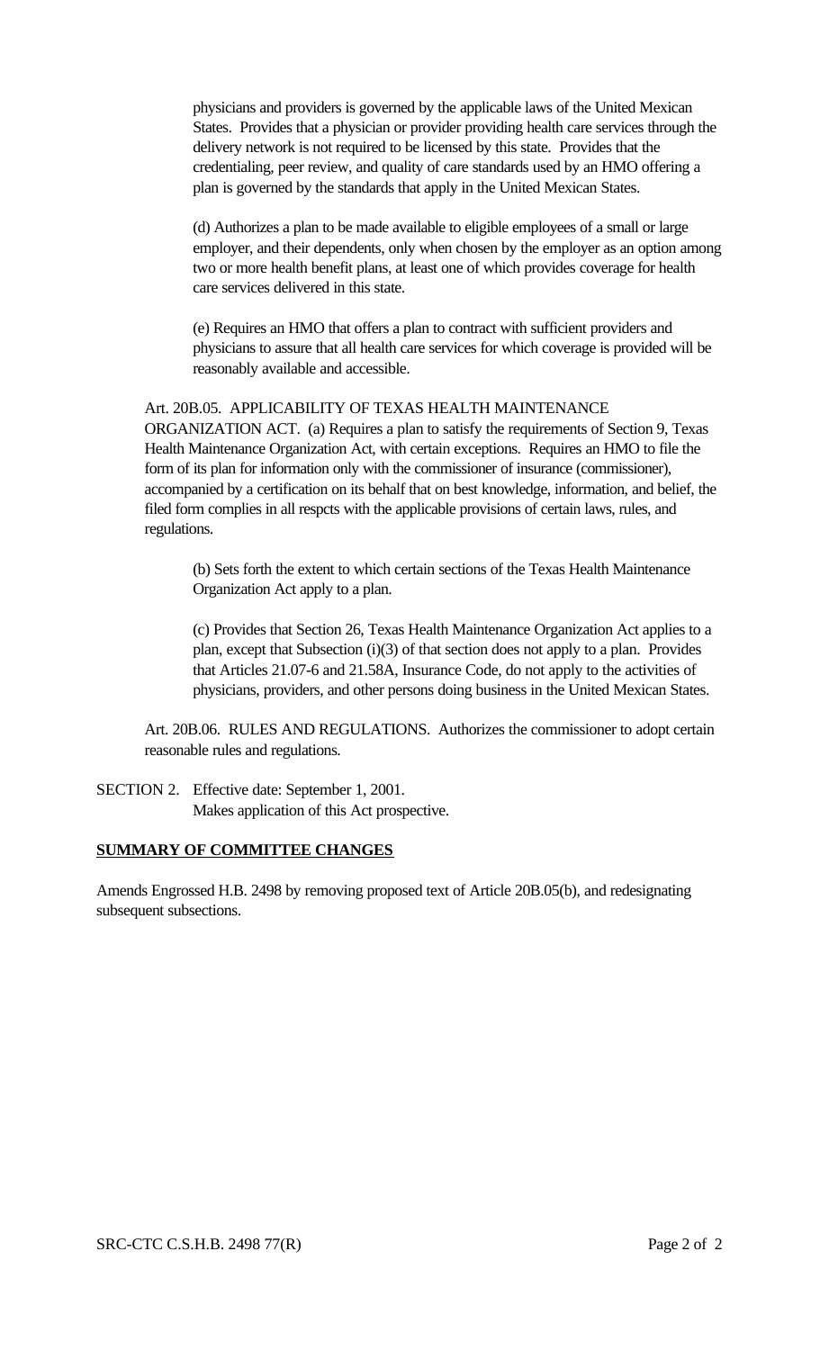physicians and providers is governed by the applicable laws of the United Mexican States. Provides that a physician or provider providing health care services through the delivery network is not required to be licensed by this state. Provides that the credentialing, peer review, and quality of care standards used by an HMO offering a plan is governed by the standards that apply in the United Mexican States.

(d) Authorizes a plan to be made available to eligible employees of a small or large employer, and their dependents, only when chosen by the employer as an option among two or more health benefit plans, at least one of which provides coverage for health care services delivered in this state.

(e) Requires an HMO that offers a plan to contract with sufficient providers and physicians to assure that all health care services for which coverage is provided will be reasonably available and accessible.

Art. 20B.05. APPLICABILITY OF TEXAS HEALTH MAINTENANCE ORGANIZATION ACT. (a) Requires a plan to satisfy the requirements of Section 9, Texas Health Maintenance Organization Act, with certain exceptions. Requires an HMO to file the form of its plan for information only with the commissioner of insurance (commissioner), accompanied by a certification on its behalf that on best knowledge, information, and belief, the filed form complies in all respcts with the applicable provisions of certain laws, rules, and regulations.

(b) Sets forth the extent to which certain sections of the Texas Health Maintenance Organization Act apply to a plan.

(c) Provides that Section 26, Texas Health Maintenance Organization Act applies to a plan, except that Subsection (i)(3) of that section does not apply to a plan. Provides that Articles 21.07-6 and 21.58A, Insurance Code, do not apply to the activities of physicians, providers, and other persons doing business in the United Mexican States.

Art. 20B.06. RULES AND REGULATIONS. Authorizes the commissioner to adopt certain reasonable rules and regulations.

SECTION 2. Effective date: September 1, 2001.
Makes application of this Act prospective.

**SUMMARY OF COMMITTEE CHANGES**

Amends Engrossed H.B. 2498 by removing proposed text of Article 20B.05(b), and redesignating subsequent subsections.